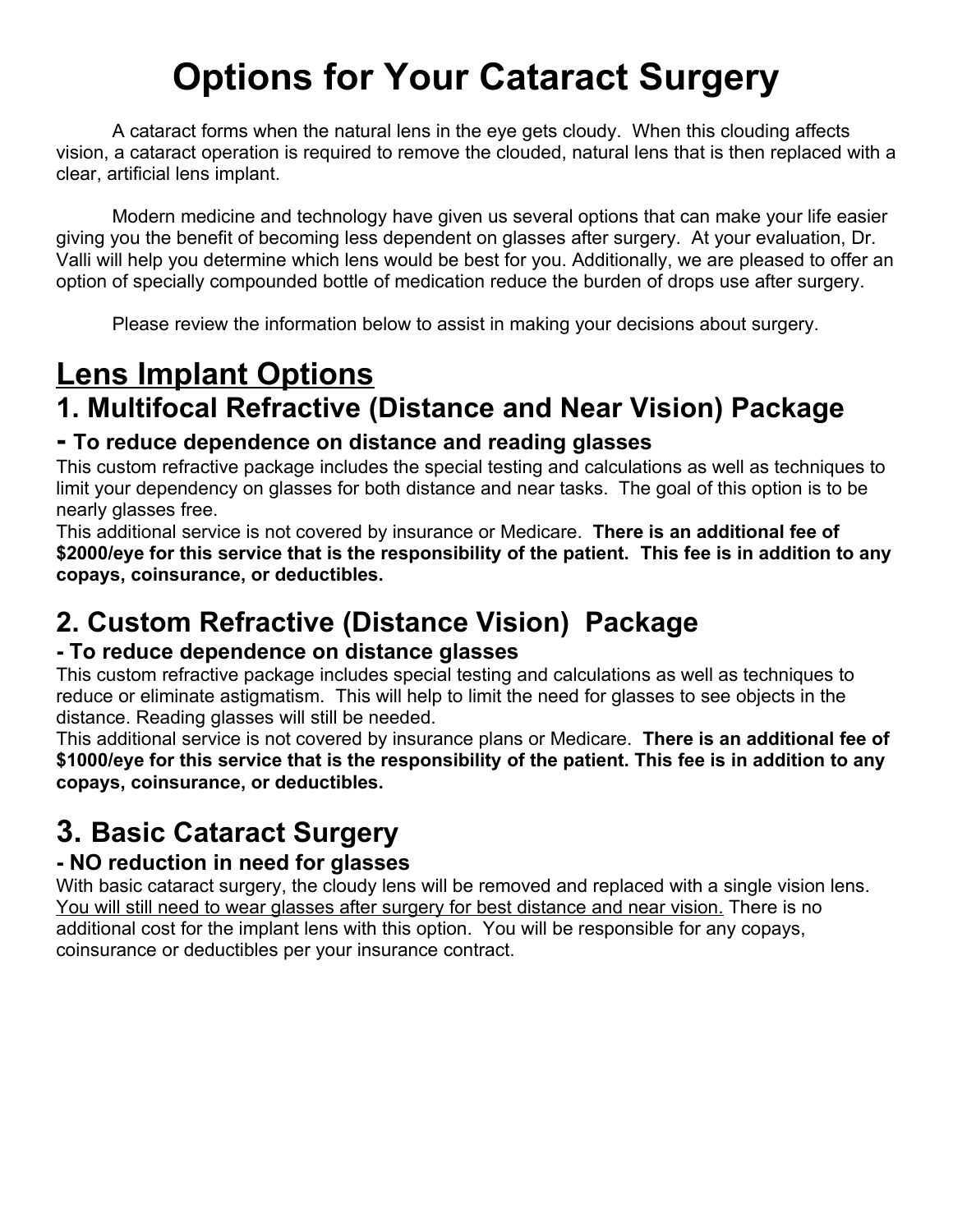# Options for Your Cataract Surgery

A cataract forms when the natural lens in the eye gets cloudy. When this clouding affects vision, a cataract operation is required to remove the clouded, natural lens that is then replaced with a clear, artificial lens implant.

Modern medicine and technology have given us several options that can make your life easier giving you the benefit of becoming less dependent on glasses after surgery. At your evaluation, Dr. Valli will help you determine which lens would be best for you. Additionally, we are pleased to offer an option of specially compounded bottle of medication reduce the burden of drops use after surgery.

Please review the information below to assist in making your decisions about surgery.

## <u>Lens Implant Options</u>

### 1. Multifocal Refractive (Distance and Near Vision) Package

#### - To reduce dependence on distance and reading glasses

This custom refractive package includes the special testing and calculations as well as techniques to limit your dependency on glasses for both distance and near tasks. The goal of this option is to be nearly glasses free.

This additional service is not covered by insurance or Medicare. **There is an additional fee of $2000/eye for this service that is the responsibility of the patient. This fee is in addition to any copays, coinsurance, or deductibles.**

### 2. Custom Refractive (Distance Vision) Package

#### - To reduce dependence on distance glasses

This custom refractive package includes special testing and calculations as well as techniques to reduce or eliminate astigmatism. This will help to limit the need for glasses to see objects in the distance. Reading glasses will still be needed.

This additional service is not covered by insurance plans or Medicare. **There is an additional fee of $1000/eye for this service that is the responsibility of the patient. This fee is in addition to any copays, coinsurance, or deductibles.**

### 3. Basic Cataract Surgery

#### - NO reduction in need for glasses

With basic cataract surgery, the cloudy lens will be removed and replaced with a single vision lens. <u>You will still need to wear glasses after surgery for best distance and near vision.</u> There is no additional cost for the implant lens with this option. You will be responsible for any copays, coinsurance or deductibles per your insurance contract.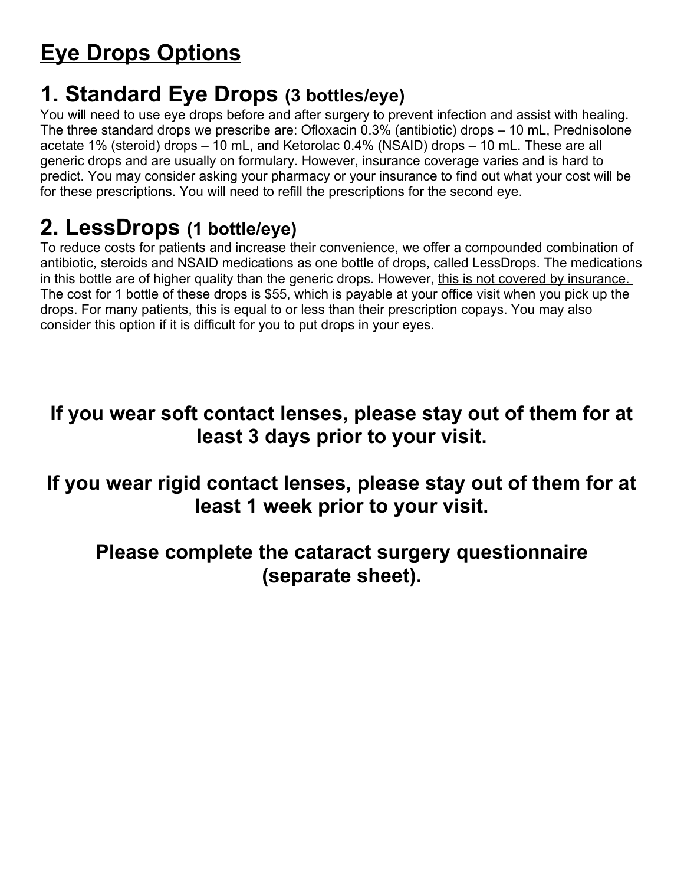# <u>Eye Drops Options</u>

## 1. Standard Eye Drops (3 bottles/eye)

You will need to use eye drops before and after surgery to prevent infection and assist with healing. The three standard drops we prescribe are: Ofloxacin 0.3% (antibiotic) drops – 10 mL, Prednisolone acetate 1% (steroid) drops – 10 mL, and Ketorolac 0.4% (NSAID) drops – 10 mL. These are all generic drops and are usually on formulary. However, insurance coverage varies and is hard to predict. You may consider asking your pharmacy or your insurance to find out what your cost will be for these prescriptions. You will need to refill the prescriptions for the second eye.

## 2. LessDrops (1 bottle/eye)

To reduce costs for patients and increase their convenience, we offer a compounded combination of antibiotic, steroids and NSAID medications as one bottle of drops, called LessDrops. The medications in this bottle are of higher quality than the generic drops. However, <u>this is not covered by insurance. The cost for 1 bottle of these drops is $55,</u> which is payable at your office visit when you pick up the drops. For many patients, this is equal to or less than their prescription copays. You may also consider this option if it is difficult for you to put drops in your eyes.

**If you wear soft contact lenses, please stay out of them for at least 3 days prior to your visit.**

**If you wear rigid contact lenses, please stay out of them for at least 1 week prior to your visit.**

**Please complete the cataract surgery questionnaire (separate sheet).**